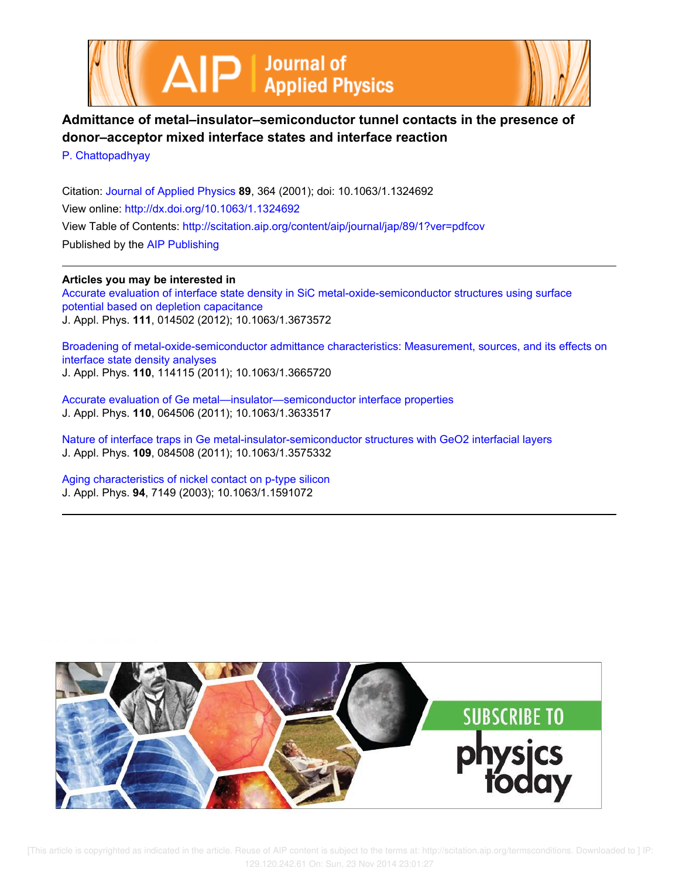# Admittance of metal–insulator–semiconductor tunnel contacts in the presence of donor–acceptor mixed interface states and interface reaction

P. Chattopadhyay

Citation: Journal of Applied Physics **89**, 364 (2001); doi: 10.1063/1.1324692

View online: http://dx.doi.org/10.1063/1.1324692

View Table of Contents: http://scitation.aip.org/content/aip/journal/jap/89/1?ver=pdfcov

Published by the AIP Publishing

**Articles you may be interested in**

Accurate evaluation of interface state density in SiC metal-oxide-semiconductor structures using surface potential based on depletion capacitance
J. Appl. Phys. **111**, 014502 (2012); 10.1063/1.3673572

Broadening of metal-oxide-semiconductor admittance characteristics: Measurement, sources, and its effects on interface state density analyses
J. Appl. Phys. **110**, 114115 (2011); 10.1063/1.3665720

Accurate evaluation of Ge metal—insulator—semiconductor interface properties
J. Appl. Phys. **110**, 064506 (2011); 10.1063/1.3633517

Nature of interface traps in Ge metal-insulator-semiconductor structures with GeO2 interfacial layers
J. Appl. Phys. **109**, 084508 (2011); 10.1063/1.3575332

Aging characteristics of nickel contact on p-type silicon
J. Appl. Phys. **94**, 7149 (2003); 10.1063/1.1591072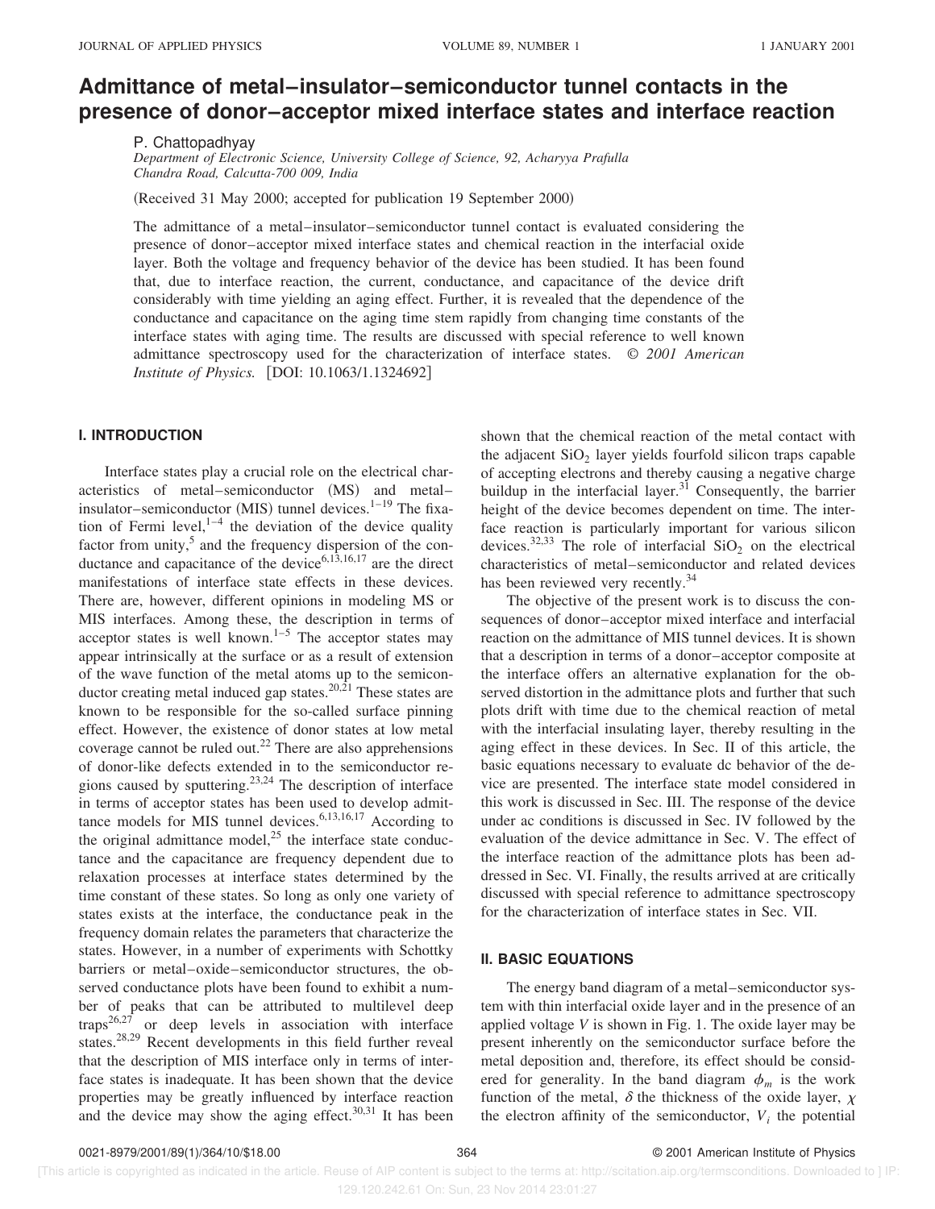# Admittance of metal–insulator–semiconductor tunnel contacts in the presence of donor–acceptor mixed interface states and interface reaction

P. Chattopadhyay

*Department of Electronic Science, University College of Science, 92, Acharyya Prafulla Chandra Road, Calcutta-700 009, India*

(Received 31 May 2000; accepted for publication 19 September 2000)

The admittance of a metal–insulator–semiconductor tunnel contact is evaluated considering the presence of donor–acceptor mixed interface states and chemical reaction in the interfacial oxide layer. Both the voltage and frequency behavior of the device has been studied. It has been found that, due to interface reaction, the current, conductance, and capacitance of the device drift considerably with time yielding an aging effect. Further, it is revealed that the dependence of the conductance and capacitance on the aging time stem rapidly from changing time constants of the interface states with aging time. The results are discussed with special reference to well known admittance spectroscopy used for the characterization of interface states. © *2001 American Institute of Physics.* [DOI: 10.1063/1.1324692]

## I. INTRODUCTION

Interface states play a crucial role on the electrical characteristics of metal–semiconductor (MS) and metal–insulator–semiconductor (MIS) tunnel devices.[1–19] The fixation of Fermi level,[1–4] the deviation of the device quality factor from unity,[5] and the frequency dispersion of the conductance and capacitance of the device[6,13,16,17] are the direct manifestations of interface state effects in these devices. There are, however, different opinions in modeling MS or MIS interfaces. Among these, the description in terms of acceptor states is well known.[1–5] The acceptor states may appear intrinsically at the surface or as a result of extension of the wave function of the metal atoms up to the semiconductor creating metal induced gap states.[20,21] These states are known to be responsible for the so-called surface pinning effect. However, the existence of donor states at low metal coverage cannot be ruled out.[22] There are also apprehensions of donor-like defects extended in to the semiconductor regions caused by sputtering.[23,24] The description of interface in terms of acceptor states has been used to develop admittance models for MIS tunnel devices.[6,13,16,17] According to the original admittance model,[25] the interface state conductance and the capacitance are frequency dependent due to relaxation processes at interface states determined by the time constant of these states. So long as only one variety of states exists at the interface, the conductance peak in the frequency domain relates the parameters that characterize the states. However, in a number of experiments with Schottky barriers or metal–oxide–semiconductor structures, the observed conductance plots have been found to exhibit a number of peaks that can be attributed to multilevel deep traps[26,27] or deep levels in association with interface states.[28,29] Recent developments in this field further reveal that the description of MIS interface only in terms of interface states is inadequate. It has been shown that the device properties may be greatly influenced by interface reaction and the device may show the aging effect.[30,31] It has been shown that the chemical reaction of the metal contact with the adjacent $SiO_2$ layer yields fourfold silicon traps capable of accepting electrons and thereby causing a negative charge buildup in the interfacial layer.[31] Consequently, the barrier height of the device becomes dependent on time. The interface reaction is particularly important for various silicon devices.[32,33] The role of interfacial $SiO_2$ on the electrical characteristics of metal–semiconductor and related devices has been reviewed very recently.[34]

The objective of the present work is to discuss the consequences of donor–acceptor mixed interface and interfacial reaction on the admittance of MIS tunnel devices. It is shown that a description in terms of a donor–acceptor composite at the interface offers an alternative explanation for the observed distortion in the admittance plots and further that such plots drift with time due to the chemical reaction of metal with the interfacial insulating layer, thereby resulting in the aging effect in these devices. In Sec. II of this article, the basic equations necessary to evaluate dc behavior of the device are presented. The interface state model considered in this work is discussed in Sec. III. The response of the device under ac conditions is discussed in Sec. IV followed by the evaluation of the device admittance in Sec. V. The effect of the interface reaction of the admittance plots has been addressed in Sec. VI. Finally, the results arrived at are critically discussed with special reference to admittance spectroscopy for the characterization of interface states in Sec. VII.

## II. BASIC EQUATIONS

The energy band diagram of a metal–semiconductor system with thin interfacial oxide layer and in the presence of an applied voltage $V$ is shown in Fig. 1. The oxide layer may be present inherently on the semiconductor surface before the metal deposition and, therefore, its effect should be considered for generality. In the band diagram $\phi_m$ is the work function of the metal, $\delta$ the thickness of the oxide layer, $\chi$ the electron affinity of the semiconductor, $V_i$ the potential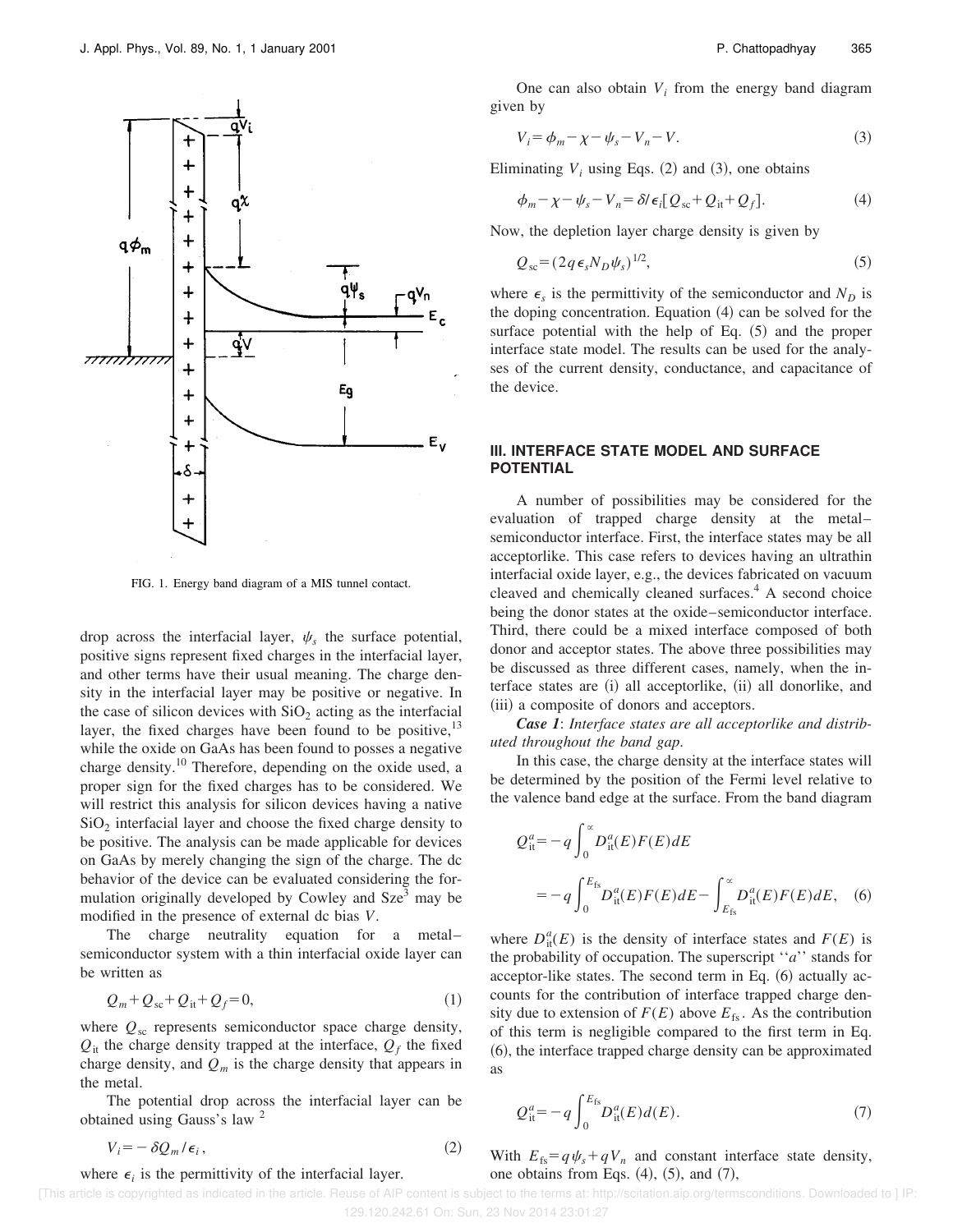FIG. 1. Energy band diagram of a MIS tunnel contact.

drop across the interfacial layer, $\psi_s$ the surface potential, positive signs represent fixed charges in the interfacial layer, and other terms have their usual meaning. The charge density in the interfacial layer may be positive or negative. In the case of silicon devices with $SiO_2$ acting as the interfacial layer, the fixed charges have been found to be positive,[13] while the oxide on GaAs has been found to posses a negative charge density.[10] Therefore, depending on the oxide used, a proper sign for the fixed charges has to be considered. We will restrict this analysis for silicon devices having a native $SiO_2$ interfacial layer and choose the fixed charge density to be positive. The analysis can be made applicable for devices on GaAs by merely changing the sign of the charge. The dc behavior of the device can be evaluated considering the formulation originally developed by Cowley and Sze[3] may be modified in the presence of external dc bias $V$.

The charge neutrality equation for a metal–semiconductor system with a thin interfacial oxide layer can be written as

$$Q_m + Q_{sc} + Q_{it} + Q_f = 0, \tag{1}$$

where $Q_{sc}$ represents semiconductor space charge density, $Q_{it}$ the charge density trapped at the interface, $Q_f$ the fixed charge density, and $Q_m$ is the charge density that appears in the metal.

The potential drop across the interfacial layer can be obtained using Gauss's law [2]

$$V_i = -\delta Q_m / \epsilon_i, \tag{2}$$

where $\epsilon_i$ is the permittivity of the interfacial layer.

One can also obtain $V_i$ from the energy band diagram given by

$$V_i = \phi_m - \chi - \psi_s - V_n - V. \tag{3}$$

Eliminating $V_i$ using Eqs. (2) and (3), one obtains

$$\phi_m - \chi - \psi_s - V_n = \delta / \epsilon_i [Q_{sc} + Q_{it} + Q_f]. \tag{4}$$

Now, the depletion layer charge density is given by

$$Q_{sc} = (2q\epsilon_s N_D \psi_s)^{1/2}, \tag{5}$$

where $\epsilon_s$ is the permittivity of the semiconductor and $N_D$ is the doping concentration. Equation (4) can be solved for the surface potential with the help of Eq. (5) and the proper interface state model. The results can be used for the analyses of the current density, conductance, and capacitance of the device.

## III. INTERFACE STATE MODEL AND SURFACE POTENTIAL

A number of possibilities may be considered for the evaluation of trapped charge density at the metal–semiconductor interface. First, the interface states may be all acceptorlike. This case refers to devices having an ultrathin interfacial oxide layer, e.g., the devices fabricated on vacuum cleaved and chemically cleaned surfaces.[4] A second choice being the donor states at the oxide–semiconductor interface. Third, there could be a mixed interface composed of both donor and acceptor states. The above three possibilities may be discussed as three different cases, namely, when the interface states are (i) all acceptorlike, (ii) all donorlike, and (iii) a composite of donors and acceptors.

***Case 1***: *Interface states are all acceptorlike and distributed throughout the band gap.*

In this case, the charge density at the interface states will be determined by the position of the Fermi level relative to the valence band edge at the surface. From the band diagram

$$\begin{aligned} Q_{it}^a &= -q \int_0^\infty D_{it}^a(E) F(E) dE \\ &= -q \int_0^{E_{fs}} D_{it}^a(E) F(E) dE - \int_{E_{fs}}^\infty D_{it}^a(E) F(E) dE, \end{aligned} \tag{6}$$

where $D_{it}^a(E)$ is the density of interface states and $F(E)$ is the probability of occupation. The superscript "$a$" stands for acceptor-like states. The second term in Eq. (6) actually accounts for the contribution of interface trapped charge density due to extension of $F(E)$ above $E_{fs}$. As the contribution of this term is negligible compared to the first term in Eq. (6), the interface trapped charge density can be approximated as

$$Q_{it}^a = -q \int_0^{E_{fs}} D_{it}^a(E) d(E). \tag{7}$$

With $E_{fs} = q\psi_s + qV_n$ and constant interface state density, one obtains from Eqs. (4), (5), and (7),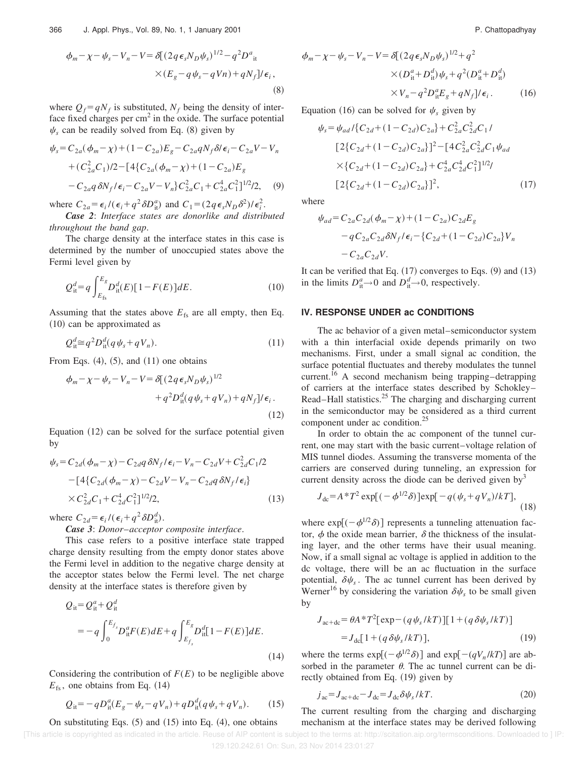$$\phi_m - \chi - \psi_s - V_n - V = \delta[(2q\epsilon_s N_D \psi_s)^{1/2} - q^2 D^a_{\rm it} \times (E_g - q\psi_s - qVn) + qN_f]/\epsilon_i, \tag{8}$$

where $Q_f = qN_f$ is substituted, $N_f$ being the density of interface fixed charges per cm$^2$ in the oxide. The surface potential $\psi_s$ can be readily solved from Eq. (8) given by

$$\psi_s = C_{2a}(\phi_m - \chi) + (1 - C_{2a})E_g - C_{2a} q N_f \delta/\epsilon_i - C_{2a} V - V_n + (C_{2a}^2 C_1)/2 - [4\{C_{2a}(\phi_m - \chi) + (1 - C_{2a})E_g - C_{2a} q \delta N_f/\epsilon_i - C_{2a} V - V_n\} C_{2a}^2 C_1 + C_{2a}^4 C_1^2]^{1/2}/2, \tag{9}$$

where $C_{2a} = \epsilon_i/(\epsilon_i + q^2 \delta D^a_{\rm it})$ and $C_1 = (2q\epsilon_s N_D \delta^2)/\epsilon_i^2$.

***Case 2***: *Interface states are donorlike and distributed throughout the band gap*.

The charge density at the interface states in this case is determined by the number of unoccupied states above the Fermi level given by

$$Q^d_{\rm it} = q\int_{E_{\rm fs}}^{E_g} D^d_{\rm it}(E)[1 - F(E)]dE. \tag{10}$$

Assuming that the states above $E_{\rm fs}$ are all empty, then Eq. (10) can be approximated as

$$Q^d_{\rm it} \cong q^2 D^d_{\rm it}(q\psi_s + qV_n). \tag{11}$$

From Eqs. (4), (5), and (11) one obtains

$$\phi_m - \chi - \psi_s - V_n - V = \delta[(2q\epsilon_s N_D \psi_s)^{1/2} + q^2 D^d_{\rm it}(q\psi_s + qV_n) + qN_f]/\epsilon_i. \tag{12}$$

Equation (12) can be solved for the surface potential given by

$$\psi_s = C_{2d}(\phi_m - \chi) - C_{2d} q \delta N_f/\epsilon_i - V_n - C_{2d} V + C_{2d}^2 C_1/2 - [4\{C_{2d}(\phi_m - \chi) - C_{2d} V - V_n - C_{2d} q \delta N_f/\epsilon_i\} \times C_{2d}^2 C_1 + C_{2d}^4 C_1^2]^{1/2}/2, \tag{13}$$

where $C_{2d} = \epsilon_i/(\epsilon_i + q^2 \delta D^d_{\rm it})$.

***Case 3***: *Donor–acceptor composite interface*.

This case refers to a positive interface state trapped charge density resulting from the empty donor states above the Fermi level in addition to the negative charge density at the acceptor states below the Fermi level. The net charge density at the interface states is therefore given by

$$Q_{\rm it} = Q^a_{\rm it} + Q^d_{\rm it} = -q\int_0^{E_{f_s}} D^a_{\rm it} F(E)dE + q\int_{E_{f_s}}^{E_g} D^d_{\rm it}[1 - F(E)]dE. \tag{14}$$

Considering the contribution of $F(E)$ to be negligible above $E_{\rm fs}$, one obtains from Eq. (14)

$$Q_{\rm it} = -qD^a_{\rm it}(E_g - \psi_s - qV_n) + qD^d_{\rm it}(q\psi_s + qV_n). \tag{15}$$

On substituting Eqs. (5) and (15) into Eq. (4), one obtains

$$\phi_m - \chi - \psi_s - V_n - V = \delta[(2q\epsilon_s N_D \psi_s)^{1/2} + q^2 \times (D^a_{\rm it} + D^d_{\rm it})\psi_s + q^2(D^a_{\rm it} + D^d_{\rm it}) \times V_n - q^2 D^a_{\rm it} E_g + qN_f]/\epsilon_i. \tag{16}$$

Equation (16) can be solved for $\psi_s$ given by

$$\psi_s = \psi_{ad}/\{C_{2d} + (1 - C_{2d})C_{2a}\} + C_{2a}^2 C_{2d}^2 C_1/[2\{C_{2d} + (1 - C_{2d})C_{2a}\}]^2 - [4C_{2a}^2 C_{2d}^2 C_1 \psi_{ad} \times \{C_{2d} + (1 - C_{2d})C_{2a}\} + C_{2a}^4 C_{2d}^4 C_1^2]^{1/2}/[2\{C_{2d} + (1 - C_{2d})C_{2a}\}]^2, \tag{17}$$

where

$$\psi_{ad} = C_{2a}C_{2d}(\phi_m - \chi) + (1 - C_{2a})C_{2d}E_g - qC_{2a}C_{2d}\delta N_f/\epsilon_i - \{C_{2d} + (1 - C_{2d})C_{2a}\}V_n - C_{2a}C_{2d}V.$$

It can be verified that Eq. (17) converges to Eqs. (9) and (13) in the limits $D^a_{\rm it} \to 0$ and $D^d_{\rm it} \to 0$, respectively.

## IV. RESPONSE UNDER ac CONDITIONS

The ac behavior of a given metal–semiconductor system with a thin interfacial oxide depends primarily on two mechanisms. First, under a small signal ac condition, the surface potential fluctuates and thereby modulates the tunnel current.[16] A second mechanism being trapping–detrapping of carriers at the interface states described by Schokley–Read–Hall statistics.[25] The charging and discharging current in the semiconductor may be considered as a third current component under ac condition.[25]

In order to obtain the ac component of the tunnel current, one may start with the basic current–voltage relation of MIS tunnel diodes. Assuming the transverse momenta of the carriers are conserved during tunneling, an expression for current density across the diode can be derived given by[3]

$$J_{\rm dc} = A^* T^2 \exp[(-\phi^{1/2}\delta)]\exp[-q(\psi_s + qV_n)/kT], \tag{18}$$

where $\exp[(-\phi^{1/2}\delta)]$ represents a tunneling attenuation factor, $\phi$ the oxide mean barrier, $\delta$ the thickness of the insulating layer, and the other terms have their usual meaning. Now, if a small signal ac voltage is applied in addition to the dc voltage, there will be an ac fluctuation in the surface potential, $\delta\psi_s$. The ac tunnel current has been derived by Werner[16] by considering the variation $\delta\psi_s$ to be small given by

$$J_{\rm ac+dc} = \theta A^* T^2[\exp - (q\psi_s/kT)][1 + (q\delta\psi_s/kT)] = J_{\rm dc}[1 + (q\delta\psi_s/kT)], \tag{19}$$

where the terms $\exp[(-\phi^{1/2}\delta)]$ and $\exp[-(qV_n/kT)]$ are absorbed in the parameter $\theta$. The ac tunnel current can be directly obtained from Eq. (19) given by

$$j_{\rm ac} = J_{\rm ac+dc} - J_{\rm dc} = J_{\rm dc}\delta\psi_s/kT. \tag{20}$$

The current resulting from the charging and discharging mechanism at the interface states may be derived following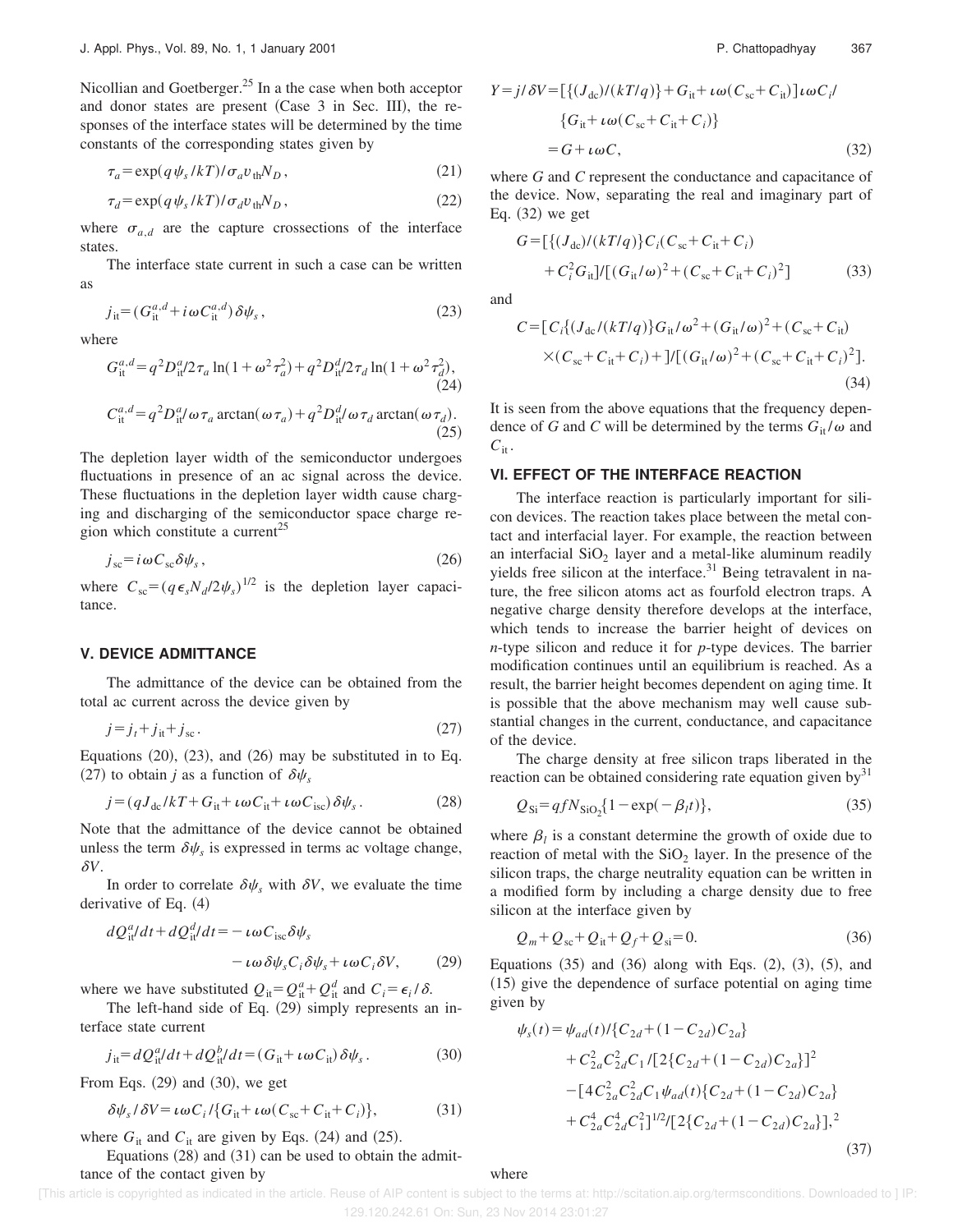Nicollian and Goetberger.[25] In a the case when both acceptor and donor states are present (Case 3 in Sec. III), the responses of the interface states will be determined by the time constants of the corresponding states given by

$$\tau_a = \exp(q\psi_s/kT)/\sigma_a v_{\text{th}} N_D, \tag{21}$$

$$\tau_d = \exp(q\psi_s/kT)/\sigma_d v_{\text{th}} N_D, \tag{22}$$

where $\sigma_{a,d}$ are the capture crossections of the interface states.

The interface state current in such a case can be written as

$$j_{\text{it}} = (G_{\text{it}}^{a,d} + i\omega C_{\text{it}}^{a,d})\,\delta\psi_s, \tag{23}$$

where

$$G_{\text{it}}^{a,d} = q^2 D_{\text{it}}^a/2\tau_a \ln(1+\omega^2\tau_a^2) + q^2 D_{\text{it}}^d/2\tau_d \ln(1+\omega^2\tau_d^2), \tag{24}$$

$$C_{\text{it}}^{a,d} = q^2 D_{\text{it}}^a/\omega\tau_a \arctan(\omega\tau_a) + q^2 D_{\text{it}}^d/\omega\tau_d \arctan(\omega\tau_d). \tag{25}$$

The depletion layer width of the semiconductor undergoes fluctuations in presence of an ac signal across the device. These fluctuations in the depletion layer width cause charging and discharging of the semiconductor space charge region which constitute a current[25]

$$j_{\text{sc}} = i\omega C_{\text{sc}}\delta\psi_s, \tag{26}$$

where $C_{\text{sc}} = (q\epsilon_s N_d/2\psi_s)^{1/2}$ is the depletion layer capacitance.

## V. DEVICE ADMITTANCE

The admittance of the device can be obtained from the total ac current across the device given by

$$j = j_t + j_{\text{it}} + j_{\text{sc}}. \tag{27}$$

Equations (20), (23), and (26) may be substituted in to Eq. (27) to obtain $j$ as a function of $\delta\psi_s$

$$j = (qJ_{\text{dc}}/kT + G_{\text{it}} + \iota\omega C_{\text{it}} + \iota\omega C_{\text{isc}})\,\delta\psi_s. \tag{28}$$

Note that the admittance of the device cannot be obtained unless the term $\delta\psi_s$ is expressed in terms ac voltage change, $\delta V$.

In order to correlate $\delta\psi_s$ with $\delta V$, we evaluate the time derivative of Eq. (4)

$$dQ_{\text{it}}^a/dt + dQ_{\text{it}}^d/dt = -\iota\omega C_{\text{isc}}\delta\psi_s - \iota\omega\,\delta\psi_s C_i \delta\psi_s + \iota\omega C_i \delta V, \tag{29}$$

where we have substituted $Q_{\text{it}} = Q_{\text{it}}^a + Q_{\text{it}}^d$ and $C_i = \epsilon_i/\delta$.

The left-hand side of Eq. (29) simply represents an interface state current

$$j_{\text{it}} = dQ_{\text{it}}^a/dt + dQ_{\text{it}}^b/dt = (G_{\text{it}} + \iota\omega C_{\text{it}})\,\delta\psi_s. \tag{30}$$

From Eqs. (29) and (30), we get

$$\delta\psi_s/\delta V = \iota\omega C_i/\{G_{\text{it}} + \iota\omega(C_{\text{sc}} + C_{\text{it}} + C_i)\}, \tag{31}$$

where $G_{\text{it}}$ and $C_{\text{it}}$ are given by Eqs. (24) and (25).

Equations (28) and (31) can be used to obtain the admittance of the contact given by

$$\begin{aligned} Y = j/\delta V &= [\{(J_{\text{dc}})/(kT/q)\} + G_{\text{it}} + \iota\omega(C_{\text{sc}} + C_{\text{it}})]\,\iota\omega C_i/ \\ &\quad \{G_{\text{it}} + \iota\omega(C_{\text{sc}} + C_{\text{it}} + C_i)\} \\ &= G + \iota\omega C, \end{aligned} \tag{32}$$

where $G$ and $C$ represent the conductance and capacitance of the device. Now, separating the real and imaginary part of Eq. (32) we get

$$G = [\{(J_{\text{dc}})/(kT/q)\}C_i(C_{\text{sc}} + C_{\text{it}} + C_i) + C_i^2 G_{\text{it}}]/[(G_{\text{it}}/\omega)^2 + (C_{\text{sc}} + C_{\text{it}} + C_i)^2] \tag{33}$$

and

$$\begin{aligned} C = [C_i\{(J_{\text{dc}}/(kT/q)\}G_{\text{it}}/\omega^2 + (G_{\text{it}}/\omega)^2 + (C_{\text{sc}} + C_{\text{it}}) \\ \times(C_{\text{sc}} + C_{\text{it}} + C_i) + ]/[(G_{\text{it}}/\omega)^2 + (C_{\text{sc}} + C_{\text{it}} + C_i)^2]. \end{aligned} \tag{34}$$

It is seen from the above equations that the frequency dependence of $G$ and $C$ will be determined by the terms $G_{\text{it}}/\omega$ and $C_{\text{it}}$.

## VI. EFFECT OF THE INTERFACE REACTION

The interface reaction is particularly important for silicon devices. The reaction takes place between the metal contact and interfacial layer. For example, the reaction between an interfacial $SiO_2$ layer and a metal-like aluminum readily yields free silicon at the interface.[31] Being tetravalent in nature, the free silicon atoms act as fourfold electron traps. A negative charge density therefore develops at the interface, which tends to increase the barrier height of devices on $n$-type silicon and reduce it for $p$-type devices. The barrier modification continues until an equilibrium is reached. As a result, the barrier height becomes dependent on aging time. It is possible that the above mechanism may well cause substantial changes in the current, conductance, and capacitance of the device.

The charge density at free silicon traps liberated in the reaction can be obtained considering rate equation given by[31]

$$Q_{\text{Si}} = qfN_{\text{SiO}_2}\{1 - \exp(-\beta_l t)\}, \tag{35}$$

where $\beta_l$ is a constant determine the growth of oxide due to reaction of metal with the $SiO_2$ layer. In the presence of the silicon traps, the charge neutrality equation can be written in a modified form by including a charge density due to free silicon at the interface given by

$$Q_m + Q_{\text{sc}} + Q_{\text{it}} + Q_f + Q_{\text{si}} = 0. \tag{36}$$

Equations (35) and (36) along with Eqs. (2), (3), (5), and (15) give the dependence of surface potential on aging time given by

$$\begin{aligned} \psi_s(t) &= \psi_{ad}(t)/\{C_{2d} + (1-C_{2d})C_{2a}\} \\ &\quad + C_{2a}^2 C_{2d}^2 C_1/[2\{C_{2d} + (1-C_{2d})C_{2a}\}]^2 \\ &\quad - [4C_{2a}^2 C_{2d}^2 C_1 \psi_{ad}(t)\{C_{2d} + (1-C_{2d})C_{2a}\} \\ &\quad + C_{2a}^4 C_{2d}^4 C_1^2]^{1/2}/[2\{C_{2d} + (1-C_{2d})C_{2a}\}],^2 \end{aligned} \tag{37}$$

where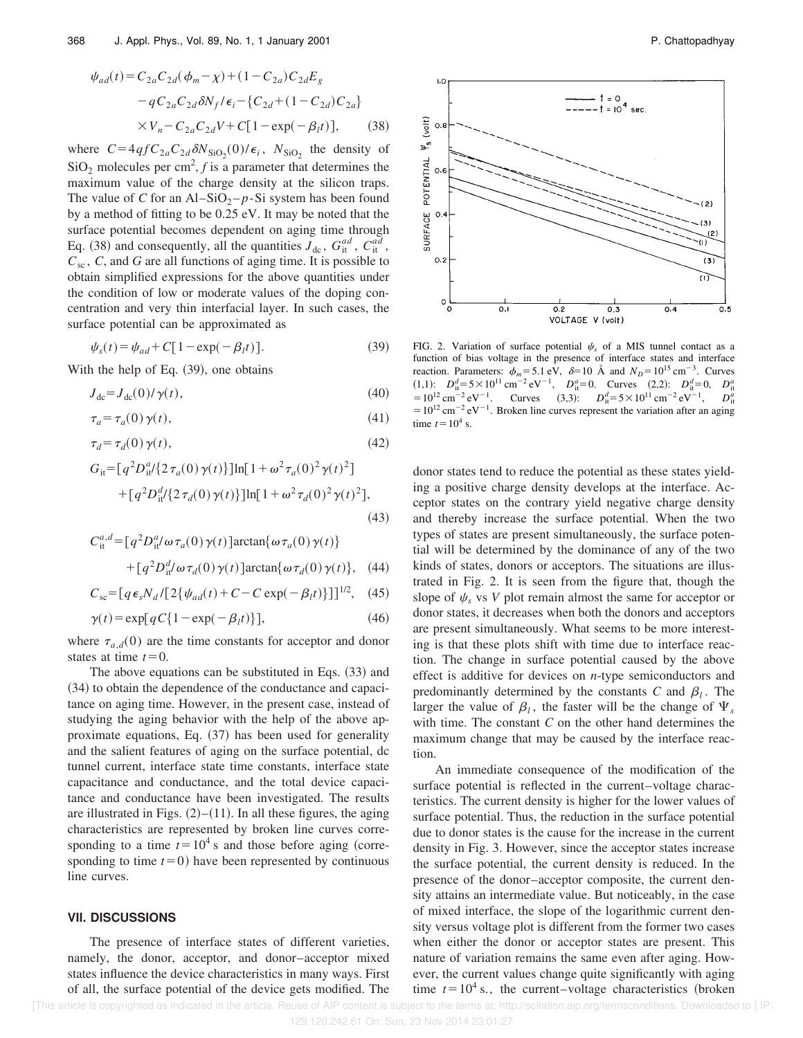$$\psi_{ad}(t) = C_{2a}C_{2d}(\phi_m - \chi) + (1 - C_{2a})C_{2d}E_g - qC_{2a}C_{2d}\delta N_f/\epsilon_i - \{C_{2d} + (1 - C_{2d})C_{2a}\} \times V_n - C_{2a}C_{2d}V + C[1 - \exp(-\beta_l t)], \quad (38)$$

where $C = 4qfC_{2a}C_{2d}\delta N_{SiO_2}(0)/\epsilon_i$, $N_{SiO_2}$ the density of $SiO_2$ molecules per cm$^2$, $f$ is a parameter that determines the maximum value of the charge density at the silicon traps. The value of $C$ for an Al–$SiO_2$–$p$-Si system has been found by a method of fitting to be 0.25 eV. It may be noted that the surface potential becomes dependent on aging time through Eq. (38) and consequently, all the quantities $J_{dc}$, $G_{it}^{ad}$, $C_{it}^{ad}$, $C_{sc}$, $C$, and $G$ are all functions of aging time. It is possible to obtain simplified expressions for the above quantities under the condition of low or moderate values of the doping concentration and very thin interfacial layer. In such cases, the surface potential can be approximated as

$$\psi_s(t) = \psi_{ad} + C[1 - \exp(-\beta_l t)]. \quad (39)$$

With the help of Eq. (39), one obtains

$$J_{dc} = J_{dc}(0)/\gamma(t), \quad (40)$$

$$\tau_a = \tau_a(0)\gamma(t), \quad (41)$$

$$\tau_d = \tau_d(0)\gamma(t), \quad (42)$$

$$G_{it} = [q^2 D_{it}^a/\{2\tau_a(0)\gamma(t)\}]\ln[1 + \omega^2\tau_a(0)^2\gamma(t)^2] + [q^2 D_{it}^d/\{2\tau_d(0)\gamma(t)\}]\ln[1 + \omega^2\tau_d(0)^2\gamma(t)^2], \quad (43)$$

$$C_{it}^{a,d} = [q^2 D_{it}^a/\omega\tau_a(0)\gamma(t)]\arctan\{\omega\tau_a(0)\gamma(t)\} + [q^2 D_{it}^d/\omega\tau_d(0)\gamma(t)]\arctan\{\omega\tau_d(0)\gamma(t)\}, \quad (44)$$

$$C_{sc} = [q\epsilon_s N_d/[2\{\psi_{ad}(t) + C - C\exp(-\beta_l t)\}]]^{1/2}, \quad (45)$$

$$\gamma(t) = \exp[qC\{1 - \exp(-\beta_l t)\}], \quad (46)$$

where $\tau_{a,d}(0)$ are the time constants for acceptor and donor states at time $t = 0$.

The above equations can be substituted in Eqs. (33) and (34) to obtain the dependence of the conductance and capacitance on aging time. However, in the present case, instead of studying the aging behavior with the help of the above approximate equations, Eq. (37) has been used for generality and the salient features of aging on the surface potential, dc tunnel current, interface state time constants, interface state capacitance and conductance, and the total device capacitance and conductance have been investigated. The results are illustrated in Figs. (2)–(11). In all these figures, the aging characteristics are represented by broken line curves corresponding to a time $t = 10^4$ s and those before aging (corresponding to time $t = 0$) have been represented by continuous line curves.

## VII. DISCUSSIONS

The presence of interface states of different varieties, namely, the donor, acceptor, and donor–acceptor mixed states influence the device characteristics in many ways. First of all, the surface potential of the device gets modified. The donor states tend to reduce the potential as these states yielding a positive charge density develops at the interface. Acceptor states on the contrary yield negative charge density and thereby increase the surface potential. When the two types of states are present simultaneously, the surface potential will be determined by the dominance of any of the two kinds of states, donors or acceptors. The situations are illustrated in Fig. 2. It is seen from the figure that, though the slope of $\psi_s$ vs $V$ plot remain almost the same for acceptor or donor states, it decreases when both the donors and acceptors are present simultaneously. What seems to be more interesting is that these plots shift with time due to interface reaction. The change in surface potential caused by the above effect is additive for devices on $n$-type semiconductors and predominantly determined by the constants $C$ and $\beta_l$. The larger the value of $\beta_l$, the faster will be the change of $\Psi_s$ with time. The constant $C$ on the other hand determines the maximum change that may be caused by the interface reaction.

FIG. 2. Variation of surface potential $\psi_s$ of a MIS tunnel contact as a function of bias voltage in the presence of interface states and interface reaction. Parameters: $\phi_m = 5.1$ eV, $\delta = 10$ Å and $N_D = 10^{15}$ cm$^{-3}$. Curves (1,1): $D_{it}^d = 5\times10^{11}$ cm$^{-2}$ eV$^{-1}$, $D_{it}^a = 0$. Curves (2,2): $D_{it}^d = 0$, $D_{it}^a = 10^{12}$ cm$^{-2}$ eV$^{-1}$. Curves (3,3): $D_{it}^d = 5\times10^{11}$ cm$^{-2}$ eV$^{-1}$, $D_{it}^a = 10^{12}$ cm$^{-2}$ eV$^{-1}$. Broken line curves represent the variation after an aging time $t = 10^4$ s.

An immediate consequence of the modification of the surface potential is reflected in the current–voltage characteristics. The current density is higher for the lower values of surface potential. Thus, the reduction in the surface potential due to donor states is the cause for the increase in the current density in Fig. 3. However, since the acceptor states increase the surface potential, the current density is reduced. In the presence of the donor–acceptor composite, the current density attains an intermediate value. But noticeably, in the case of mixed interface, the slope of the logarithmic current density versus voltage plot is different from the former two cases when either the donor or acceptor states are present. This nature of variation remains the same even after aging. However, the current values change quite significantly with aging time $t = 10^4$ s., the current–voltage characteristics (broken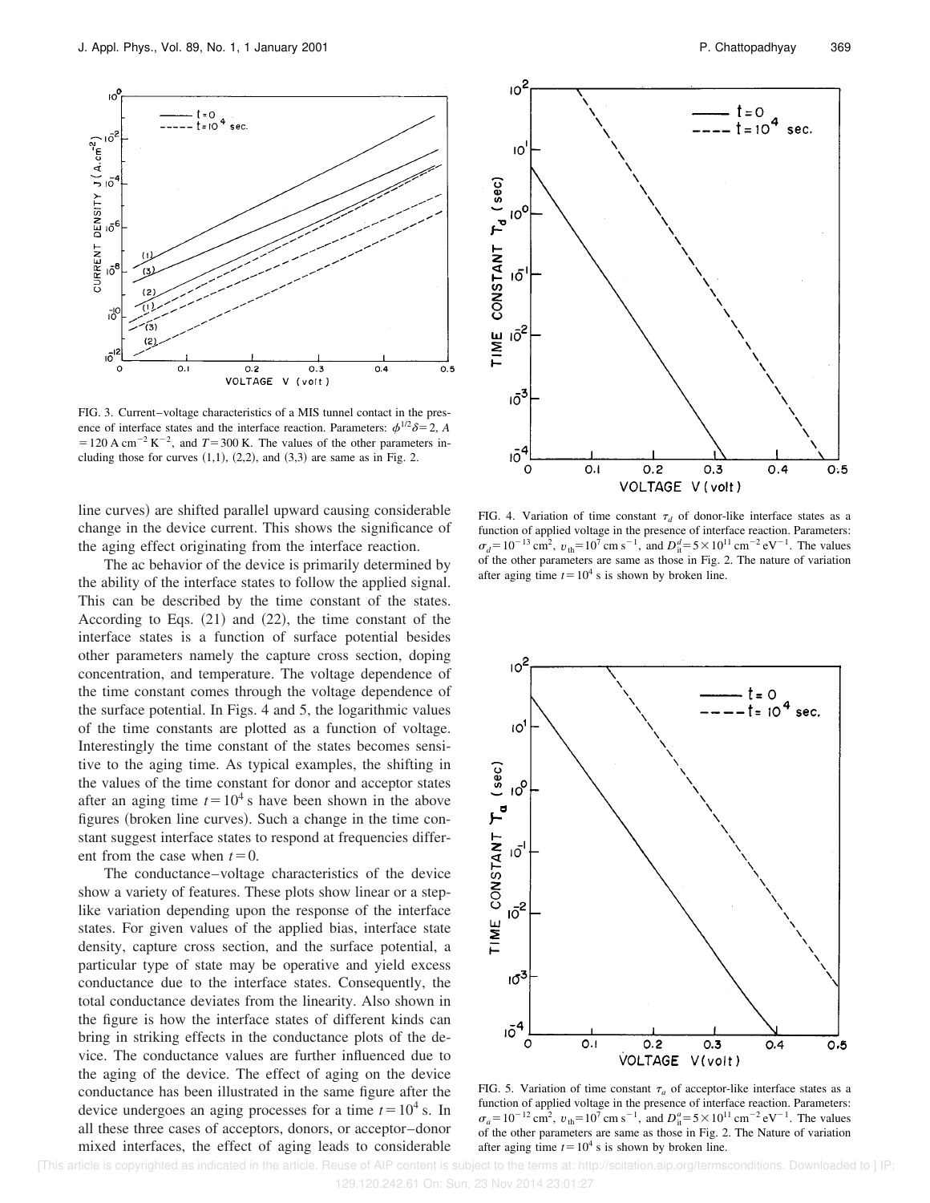FIG. 3. Current–voltage characteristics of a MIS tunnel contact in the presence of interface states and the interface reaction. Parameters: $\phi^{1/2}\delta = 2$, $A = 120\ \mathrm{A\,cm^{-2}\,K^{-2}}$, and $T = 300\ \mathrm{K}$. The values of the other parameters including those for curves (1,1), (2,2), and (3,3) are same as in Fig. 2.

line curves) are shifted parallel upward causing considerable change in the device current. This shows the significance of the aging effect originating from the interface reaction.

The ac behavior of the device is primarily determined by the ability of the interface states to follow the applied signal. This can be described by the time constant of the states. According to Eqs. (21) and (22), the time constant of the interface states is a function of surface potential besides other parameters namely the capture cross section, doping concentration, and temperature. The voltage dependence of the time constant comes through the voltage dependence of the surface potential. In Figs. 4 and 5, the logarithmic values of the time constants are plotted as a function of voltage. Interestingly the time constant of the states becomes sensitive to the aging time. As typical examples, the shifting in the values of the time constant for donor and acceptor states after an aging time $t = 10^4$ s have been shown in the above figures (broken line curves). Such a change in the time constant suggest interface states to respond at frequencies different from the case when $t = 0$.

The conductance–voltage characteristics of the device show a variety of features. These plots show linear or a step-like variation depending upon the response of the interface states. For given values of the applied bias, interface state density, capture cross section, and the surface potential, a particular type of state may be operative and yield excess conductance due to the interface states. Consequently, the total conductance deviates from the linearity. Also shown in the figure is how the interface states of different kinds can bring in striking effects in the conductance plots of the device. The conductance values are further influenced due to the aging of the device. The effect of aging on the device conductance has been illustrated in the same figure after the device undergoes an aging processes for a time $t = 10^4$ s. In all these three cases of acceptors, donors, or acceptor–donor mixed interfaces, the effect of aging leads to considerable

FIG. 4. Variation of time constant $\tau_d$ of donor-like interface states as a function of applied voltage in the presence of interface reaction. Parameters: $\sigma_d = 10^{-13}\ \mathrm{cm^2}$, $v_{th} = 10^7\ \mathrm{cm\,s^{-1}}$, and $D_{it}^d = 5\times10^{11}\ \mathrm{cm^{-2}\,eV^{-1}}$. The values of the other parameters are same as those in Fig. 2. The nature of variation after aging time $t = 10^4$ s is shown by broken line.

FIG. 5. Variation of time constant $\tau_a$ of acceptor-like interface states as a function of applied voltage in the presence of interface reaction. Parameters: $\sigma_a = 10^{-12}\ \mathrm{cm^2}$, $v_{th} = 10^7\ \mathrm{cm\,s^{-1}}$, and $D_{it}^a = 5\times10^{11}\ \mathrm{cm^{-2}\,eV^{-1}}$. The values of the other parameters are same as those in Fig. 2. The Nature of variation after aging time $t = 10^4$ s is shown by broken line.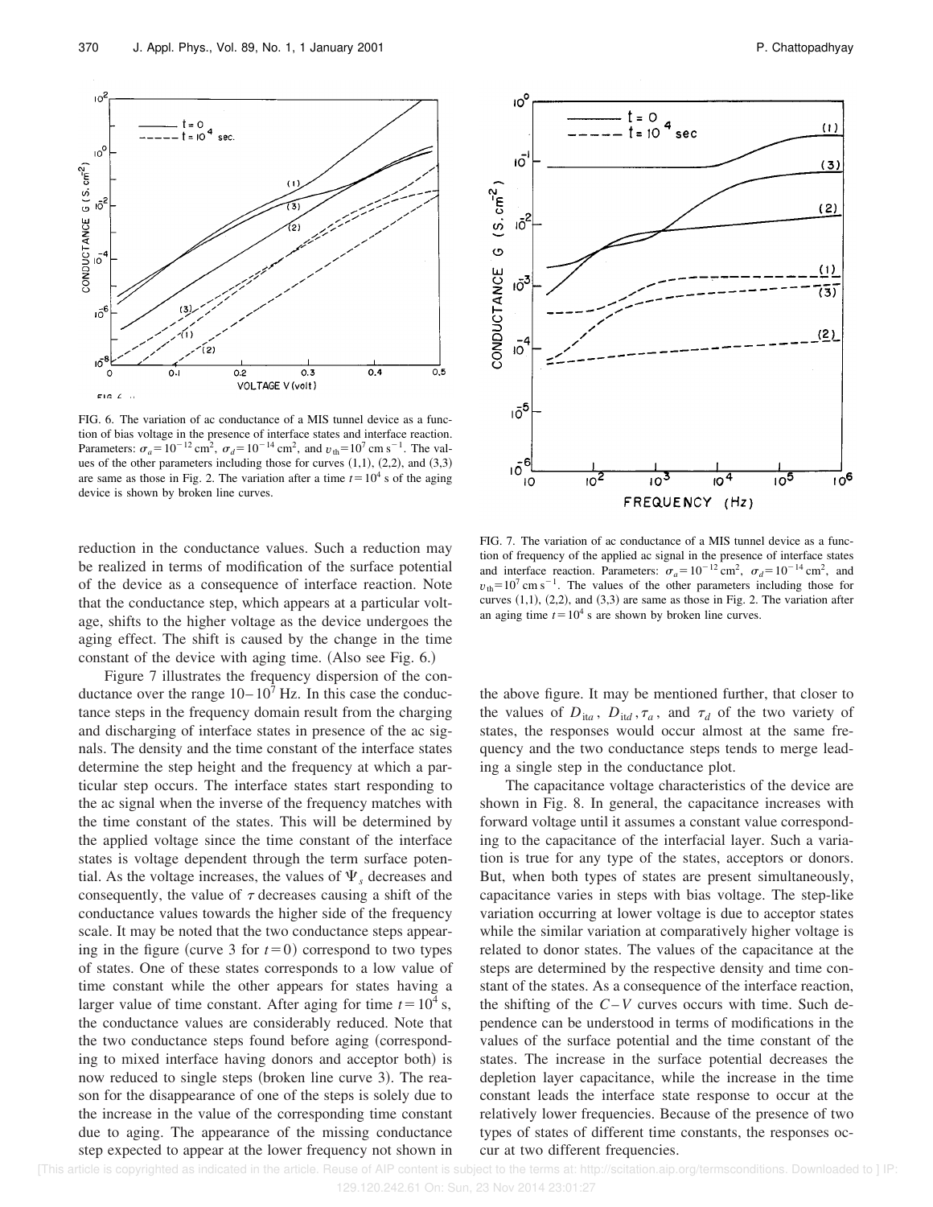FIG. 6. The variation of ac conductance of a MIS tunnel device as a function of bias voltage in the presence of interface states and interface reaction. Parameters: $\sigma_a = 10^{-12}\,\mathrm{cm}^2$, $\sigma_d = 10^{-14}\,\mathrm{cm}^2$, and $v_{\mathrm{th}} = 10^7\,\mathrm{cm\,s}^{-1}$. The values of the other parameters including those for curves (1,1), (2,2), and (3,3) are same as those in Fig. 2. The variation after a time $t = 10^4$ s of the aging device is shown by broken line curves.

reduction in the conductance values. Such a reduction may be realized in terms of modification of the surface potential of the device as a consequence of interface reaction. Note that the conductance step, which appears at a particular voltage, shifts to the higher voltage as the device undergoes the aging effect. The shift is caused by the change in the time constant of the device with aging time. (Also see Fig. 6.)

Figure 7 illustrates the frequency dispersion of the conductance over the range $10–10^7$ Hz. In this case the conductance steps in the frequency domain result from the charging and discharging of interface states in presence of the ac signals. The density and the time constant of the interface states determine the step height and the frequency at which a particular step occurs. The interface states start responding to the ac signal when the inverse of the frequency matches with the time constant of the states. This will be determined by the applied voltage since the time constant of the interface states is voltage dependent through the term surface potential. As the voltage increases, the values of $\Psi_s$ decreases and consequently, the value of $\tau$ decreases causing a shift of the conductance values towards the higher side of the frequency scale. It may be noted that the two conductance steps appearing in the figure (curve 3 for $t=0$) correspond to two types of states. One of these states corresponds to a low value of time constant while the other appears for states having a larger value of time constant. After aging for time $t = 10^4$ s, the conductance values are considerably reduced. Note that the two conductance steps found before aging (corresponding to mixed interface having donors and acceptor both) is now reduced to single steps (broken line curve 3). The reason for the disappearance of one of the steps is solely due to the increase in the value of the corresponding time constant due to aging. The appearance of the missing conductance step expected to appear at the lower frequency not shown in the above figure. It may be mentioned further, that closer to the values of $D_{\mathrm{it}a}$, $D_{\mathrm{it}d}$, $\tau_a$, and $\tau_d$ of the two variety of states, the responses would occur almost at the same frequency and the two conductance steps tends to merge leading a single step in the conductance plot.

FIG. 7. The variation of ac conductance of a MIS tunnel device as a function of frequency of the applied ac signal in the presence of interface states and interface reaction. Parameters: $\sigma_a = 10^{-12}\,\mathrm{cm}^2$, $\sigma_d = 10^{-14}\,\mathrm{cm}^2$, and $v_{\mathrm{th}} = 10^7\,\mathrm{cm\,s}^{-1}$. The values of the other parameters including those for curves (1,1), (2,2), and (3,3) are same as those in Fig. 2. The variation after an aging time $t = 10^4$ s are shown by broken line curves.

The capacitance voltage characteristics of the device are shown in Fig. 8. In general, the capacitance increases with forward voltage until it assumes a constant value corresponding to the capacitance of the interfacial layer. Such a variation is true for any type of the states, acceptors or donors. But, when both types of states are present simultaneously, capacitance varies in steps with bias voltage. The step-like variation occurring at lower voltage is due to acceptor states while the similar variation at comparatively higher voltage is related to donor states. The values of the capacitance at the steps are determined by the respective density and time constant of the states. As a consequence of the interface reaction, the shifting of the $C–V$ curves occurs with time. Such dependence can be understood in terms of modifications in the values of the surface potential and the time constant of the states. The increase in the surface potential decreases the depletion layer capacitance, while the increase in the time constant leads the interface state response to occur at the relatively lower frequencies. Because of the presence of two types of states of different time constants, the responses occur at two different frequencies.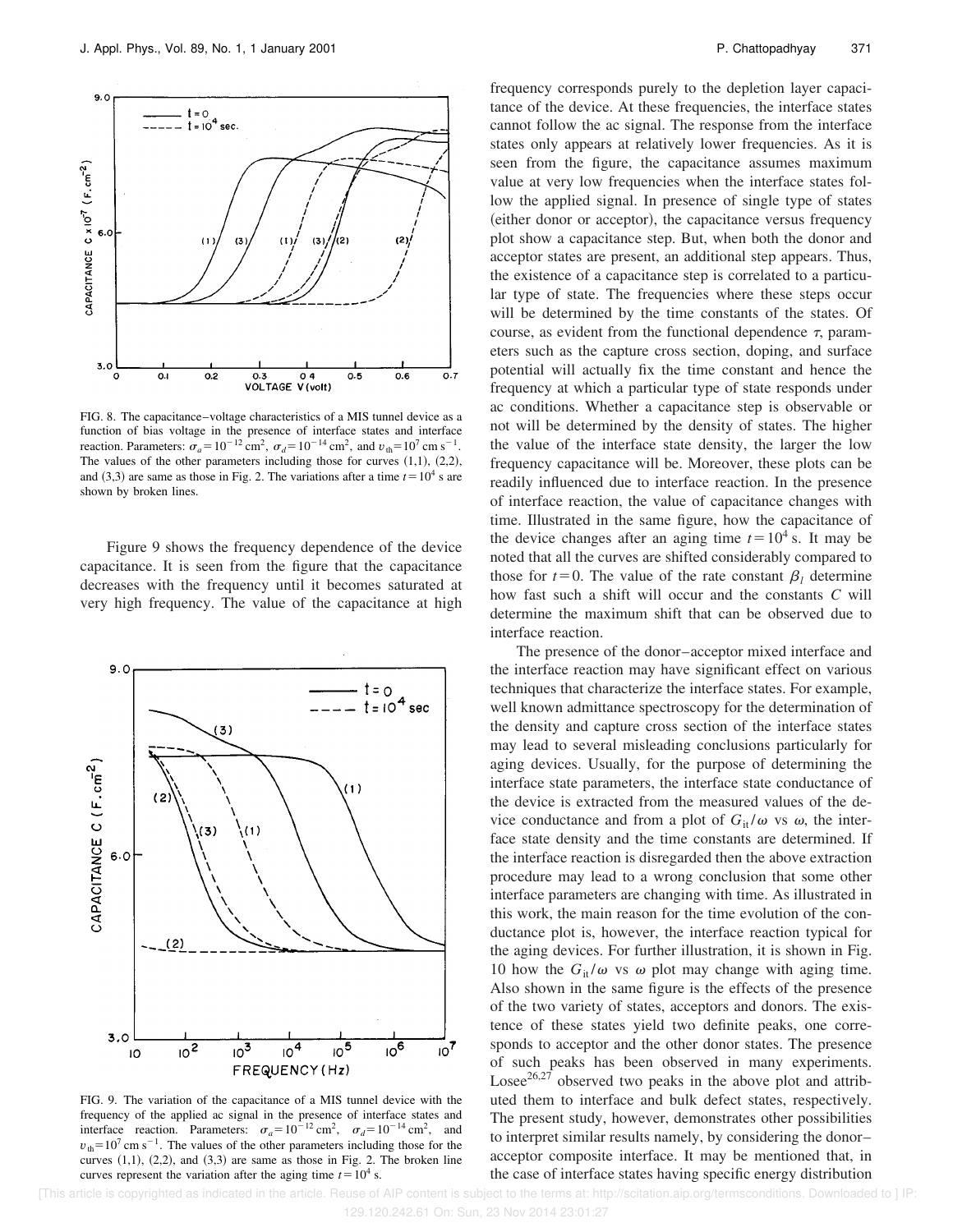FIG. 8. The capacitance–voltage characteristics of a MIS tunnel device as a function of bias voltage in the presence of interface states and interface reaction. Parameters: $\sigma_a = 10^{-12}\,\mathrm{cm}^2$, $\sigma_d = 10^{-14}\,\mathrm{cm}^2$, and $v_{th} = 10^7\,\mathrm{cm\,s}^{-1}$. The values of the other parameters including those for curves (1,1), (2,2), and (3,3) are same as those in Fig. 2. The variations after a time $t = 10^4$ s are shown by broken lines.

Figure 9 shows the frequency dependence of the device capacitance. It is seen from the figure that the capacitance decreases with the frequency until it becomes saturated at very high frequency. The value of the capacitance at high frequency corresponds purely to the depletion layer capacitance of the device. At these frequencies, the interface states cannot follow the ac signal. The response from the interface states only appears at relatively lower frequencies. As it is seen from the figure, the capacitance assumes maximum value at very low frequencies when the interface states follow the applied signal. In presence of single type of states (either donor or acceptor), the capacitance versus frequency plot show a capacitance step. But, when both the donor and acceptor states are present, an additional step appears. Thus, the existence of a capacitance step is correlated to a particular type of state. The frequencies where these steps occur will be determined by the time constants of the states. Of course, as evident from the functional dependence $\tau$, parameters such as the capture cross section, doping, and surface potential will actually fix the time constant and hence the frequency at which a particular type of state responds under ac conditions. Whether a capacitance step is observable or not will be determined by the density of states. The higher the value of the interface state density, the larger the low frequency capacitance will be. Moreover, these plots can be readily influenced due to interface reaction. In the presence of interface reaction, the value of capacitance changes with time. Illustrated in the same figure, how the capacitance of the device changes after an aging time $t = 10^4$ s. It may be noted that all the curves are shifted considerably compared to those for $t = 0$. The value of the rate constant $\beta_l$ determine how fast such a shift will occur and the constants $C$ will determine the maximum shift that can be observed due to interface reaction.

FIG. 9. The variation of the capacitance of a MIS tunnel device with the frequency of the applied ac signal in the presence of interface states and interface reaction. Parameters: $\sigma_a = 10^{-12}\,\mathrm{cm}^2$, $\sigma_d = 10^{-14}\,\mathrm{cm}^2$, and $v_{th} = 10^7\,\mathrm{cm\,s}^{-1}$. The values of the other parameters including those for the curves (1,1), (2,2), and (3,3) are same as those in Fig. 2. The broken line curves represent the variation after the aging time $t = 10^4$ s.

The presence of the donor–acceptor mixed interface and the interface reaction may have significant effect on various techniques that characterize the interface states. For example, well known admittance spectroscopy for the determination of the density and capture cross section of the interface states may lead to several misleading conclusions particularly for aging devices. Usually, for the purpose of determining the interface state parameters, the interface state conductance of the device is extracted from the measured values of the device conductance and from a plot of $G_{it}/\omega$ vs $\omega$, the interface state density and the time constants are determined. If the interface reaction is disregarded then the above extraction procedure may lead to a wrong conclusion that some other interface parameters are changing with time. As illustrated in this work, the main reason for the time evolution of the conductance plot is, however, the interface reaction typical for the aging devices. For further illustration, it is shown in Fig. 10 how the $G_{it}/\omega$ vs $\omega$ plot may change with aging time. Also shown in the same figure is the effects of the presence of the two variety of states, acceptors and donors. The existence of these states yield two definite peaks, one corresponds to acceptor and the other donor states. The presence of such peaks has been observed in many experiments. Losee[26,27] observed two peaks in the above plot and attributed them to interface and bulk defect states, respectively. The present study, however, demonstrates other possibilities to interpret similar results namely, by considering the donor–acceptor composite interface. It may be mentioned that, in the case of interface states having specific energy distribution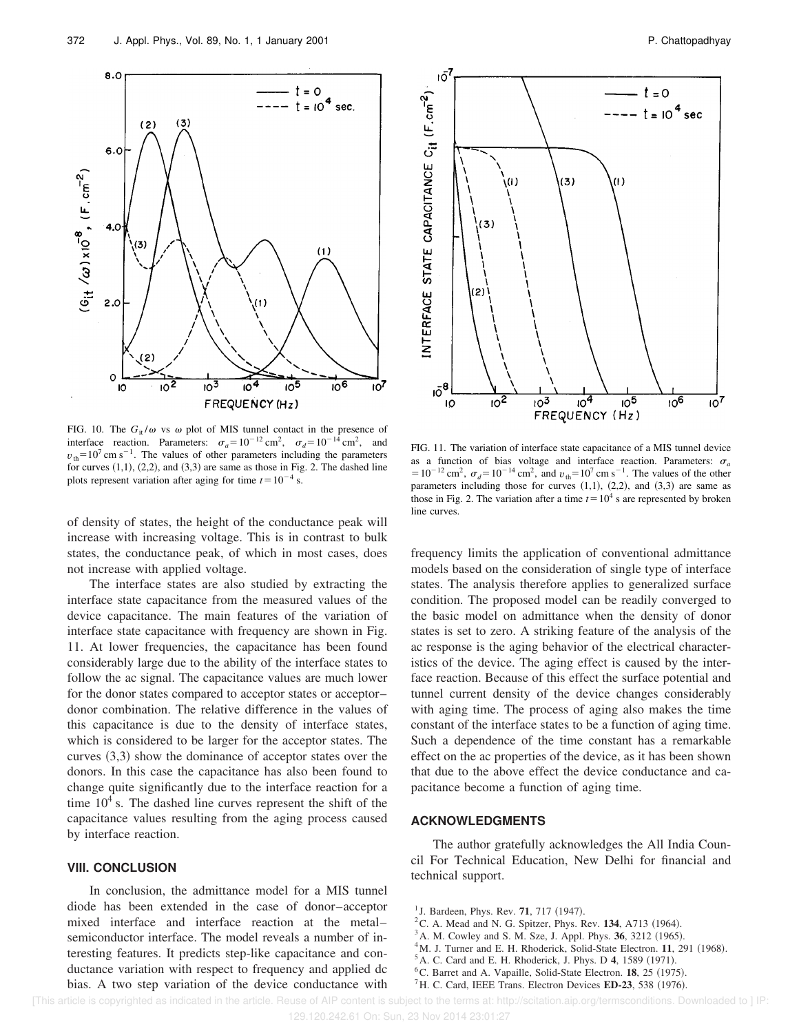8.0

t = 0

t = 10^4 sec.

(2) (3)

6.0

$(G_{it}/\omega)\times10^{-8}$, (F.cm$^{-2}$)

4.0

(3)

(1)

2.0

(1)

(2)

0

10 $10^2$ $10^3$ $10^4$ $10^5$ $10^6$ $10^7$

FREQUENCY (Hz)

FIG. 10. The $G_{it}/\omega$ vs $\omega$ plot of MIS tunnel contact in the presence of interface reaction. Parameters: $\sigma_a = 10^{-12}\,\mathrm{cm}^2$, $\sigma_d = 10^{-14}\,\mathrm{cm}^2$, and $v_{th} = 10^7\,\mathrm{cm\,s}^{-1}$. The values of other parameters including the parameters for curves (1,1), (2,2), and (3,3) are same as those in Fig. 2. The dashed line plots represent variation after aging for time $t = 10^{-4}$ s.

$10^7$

t = 0

t = $10^4$ sec

INTERFACE STATE CAPACITANCE $C_{it}$ (F.cm$^{-2}$)

(1) (3) (1)

(3)

(2)

$10^{-8}$

10 $10^2$ $10^3$ $10^4$ $10^5$ $10^6$ $10^7$

FREQUENCY (Hz)

FIG. 11. The variation of interface state capacitance of a MIS tunnel device as a function of bias voltage and interface reaction. Parameters: $\sigma_a = 10^{-12}\,\mathrm{cm}^2$, $\sigma_d = 10^{-14}\,\mathrm{cm}^2$, and $v_{th} = 10^7\,\mathrm{cm\,s}^{-1}$. The values of the other parameters including those for curves (1,1), (2,2), and (3,3) are same as those in Fig. 2. The variation after a time $t = 10^4$ s are represented by broken line curves.

of density of states, the height of the conductance peak will increase with increasing voltage. This is in contrast to bulk states, the conductance peak, of which in most cases, does not increase with applied voltage.

The interface states are also studied by extracting the interface state capacitance from the measured values of the device capacitance. The main features of the variation of interface state capacitance with frequency are shown in Fig. 11. At lower frequencies, the capacitance has been found considerably large due to the ability of the interface states to follow the ac signal. The capacitance values are much lower for the donor states compared to acceptor states or acceptor–donor combination. The relative difference in the values of this capacitance is due to the density of interface states, which is considered to be larger for the acceptor states. The curves (3,3) show the dominance of acceptor states over the donors. In this case the capacitance has also been found to change quite significantly due to the interface reaction for a time $10^4$ s. The dashed line curves represent the shift of the capacitance values resulting from the aging process caused by interface reaction.

## VIII. CONCLUSION

In conclusion, the admittance model for a MIS tunnel diode has been extended in the case of donor–acceptor mixed interface and interface reaction at the metal–semiconductor interface. The model reveals a number of interesting features. It predicts step-like capacitance and conductance variation with respect to frequency and applied dc bias. A two step variation of the device conductance with frequency limits the application of conventional admittance models based on the consideration of single type of interface states. The analysis therefore applies to generalized surface condition. The proposed model can be readily converged to the basic model on admittance when the density of donor states is set to zero. A striking feature of the analysis of the ac response is the aging behavior of the electrical characteristics of the device. The aging effect is caused by the interface reaction. Because of this effect the surface potential and tunnel current density of the device changes considerably with aging time. The process of aging also makes the time constant of the interface states to be a function of aging time. Such a dependence of the time constant has a remarkable effect on the ac properties of the device, as it has been shown that due to the above effect the device conductance and capacitance become a function of aging time.

## ACKNOWLEDGMENTS

The author gratefully acknowledges the All India Council For Technical Education, New Delhi for financial and technical support.

[1] J. Bardeen, Phys. Rev. **71**, 717 (1947).

[2] C. A. Mead and N. G. Spitzer, Phys. Rev. **134**, A713 (1964).

[3] A. M. Cowley and S. M. Sze, J. Appl. Phys. **36**, 3212 (1965).

[4] M. J. Turner and E. H. Rhoderick, Solid-State Electron. **11**, 291 (1968).

[5] A. C. Card and E. H. Rhoderick, J. Phys. D **4**, 1589 (1971).

[6] C. Barret and A. Vapaille, Solid-State Electron. **18**, 25 (1975).

[7] H. C. Card, IEEE Trans. Electron Devices **ED-23**, 538 (1976).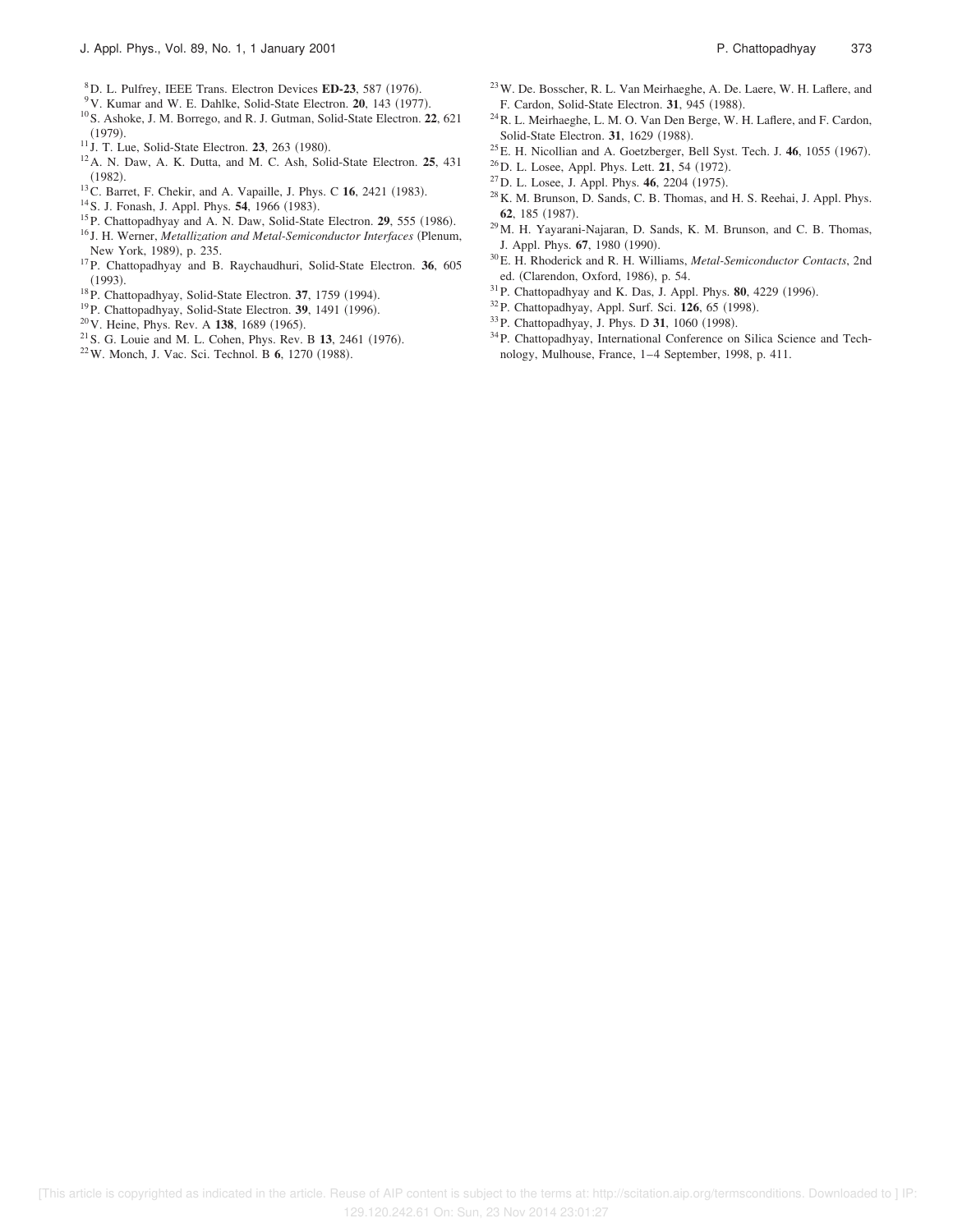[8] D. L. Pulfrey, IEEE Trans. Electron Devices **ED-23**, 587 (1976).

[9] V. Kumar and W. E. Dahlke, Solid-State Electron. **20**, 143 (1977).

[10] S. Ashoke, J. M. Borrego, and R. J. Gutman, Solid-State Electron. **22**, 621 (1979).

[11] J. T. Lue, Solid-State Electron. **23**, 263 (1980).

[12] A. N. Daw, A. K. Dutta, and M. C. Ash, Solid-State Electron. **25**, 431 (1982).

[13] C. Barret, F. Chekir, and A. Vapaille, J. Phys. C **16**, 2421 (1983).

[14] S. J. Fonash, J. Appl. Phys. **54**, 1966 (1983).

[15] P. Chattopadhyay and A. N. Daw, Solid-State Electron. **29**, 555 (1986).

[16] J. H. Werner, *Metallization and Metal-Semiconductor Interfaces* (Plenum, New York, 1989), p. 235.

[17] P. Chattopadhyay and B. Raychaudhuri, Solid-State Electron. **36**, 605 (1993).

[18] P. Chattopadhyay, Solid-State Electron. **37**, 1759 (1994).

[19] P. Chattopadhyay, Solid-State Electron. **39**, 1491 (1996).

[20] V. Heine, Phys. Rev. A **138**, 1689 (1965).

[21] S. G. Louie and M. L. Cohen, Phys. Rev. B **13**, 2461 (1976).

[22] W. Monch, J. Vac. Sci. Technol. B **6**, 1270 (1988).

[23] W. De. Bosscher, R. L. Van Meirhaeghe, A. De. Laere, W. H. Laflere, and F. Cardon, Solid-State Electron. **31**, 945 (1988).

[24] R. L. Meirhaeghe, L. M. O. Van Den Berge, W. H. Laflere, and F. Cardon, Solid-State Electron. **31**, 1629 (1988).

[25] E. H. Nicollian and A. Goetzberger, Bell Syst. Tech. J. **46**, 1055 (1967).

[26] D. L. Losee, Appl. Phys. Lett. **21**, 54 (1972).

[27] D. L. Losee, J. Appl. Phys. **46**, 2204 (1975).

[28] K. M. Brunson, D. Sands, C. B. Thomas, and H. S. Reehai, J. Appl. Phys. **62**, 185 (1987).

[29] M. H. Yayarani-Najaran, D. Sands, K. M. Brunson, and C. B. Thomas, J. Appl. Phys. **67**, 1980 (1990).

[30] E. H. Rhoderick and R. H. Williams, *Metal-Semiconductor Contacts*, 2nd ed. (Clarendon, Oxford, 1986), p. 54.

[31] P. Chattopadhyay and K. Das, J. Appl. Phys. **80**, 4229 (1996).

[32] P. Chattopadhyay, Appl. Surf. Sci. **126**, 65 (1998).

[33] P. Chattopadhyay, J. Phys. D **31**, 1060 (1998).

[34] P. Chattopadhyay, International Conference on Silica Science and Technology, Mulhouse, France, 1–4 September, 1998, p. 411.